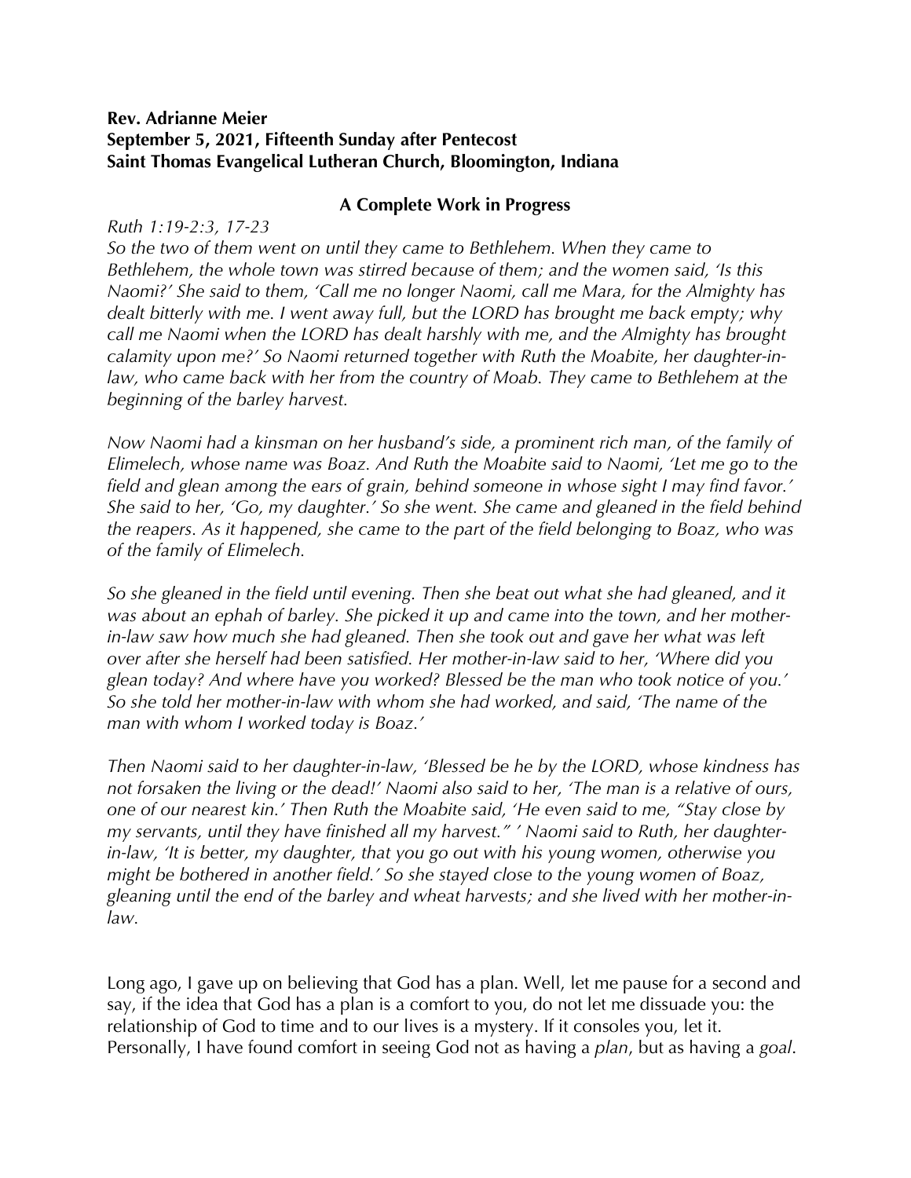**Rev. Adrianne Meier**
**September 5, 2021, Fifteenth Sunday after Pentecost**
**Saint Thomas Evangelical Lutheran Church, Bloomington, Indiana**

## A Complete Work in Progress

*Ruth 1:19-2:3, 17-23*

*So the two of them went on until they came to Bethlehem. When they came to Bethlehem, the whole town was stirred because of them; and the women said, 'Is this Naomi?' She said to them, 'Call me no longer Naomi, call me Mara, for the Almighty has dealt bitterly with me. I went away full, but the LORD has brought me back empty; why call me Naomi when the LORD has dealt harshly with me, and the Almighty has brought calamity upon me?' So Naomi returned together with Ruth the Moabite, her daughter-in-law, who came back with her from the country of Moab. They came to Bethlehem at the beginning of the barley harvest.*

*Now Naomi had a kinsman on her husband's side, a prominent rich man, of the family of Elimelech, whose name was Boaz. And Ruth the Moabite said to Naomi, 'Let me go to the field and glean among the ears of grain, behind someone in whose sight I may find favor.' She said to her, 'Go, my daughter.' So she went. She came and gleaned in the field behind the reapers. As it happened, she came to the part of the field belonging to Boaz, who was of the family of Elimelech.*

*So she gleaned in the field until evening. Then she beat out what she had gleaned, and it was about an ephah of barley. She picked it up and came into the town, and her mother-in-law saw how much she had gleaned. Then she took out and gave her what was left over after she herself had been satisfied. Her mother-in-law said to her, 'Where did you glean today? And where have you worked? Blessed be the man who took notice of you.' So she told her mother-in-law with whom she had worked, and said, 'The name of the man with whom I worked today is Boaz.'*

*Then Naomi said to her daughter-in-law, 'Blessed be he by the LORD, whose kindness has not forsaken the living or the dead!' Naomi also said to her, 'The man is a relative of ours, one of our nearest kin.' Then Ruth the Moabite said, 'He even said to me, "Stay close by my servants, until they have finished all my harvest." ' Naomi said to Ruth, her daughter-in-law, 'It is better, my daughter, that you go out with his young women, otherwise you might be bothered in another field.' So she stayed close to the young women of Boaz, gleaning until the end of the barley and wheat harvests; and she lived with her mother-in-law.*

Long ago, I gave up on believing that God has a plan. Well, let me pause for a second and say, if the idea that God has a plan is a comfort to you, do not let me dissuade you: the relationship of God to time and to our lives is a mystery. If it consoles you, let it. Personally, I have found comfort in seeing God not as having a *plan*, but as having a *goal*.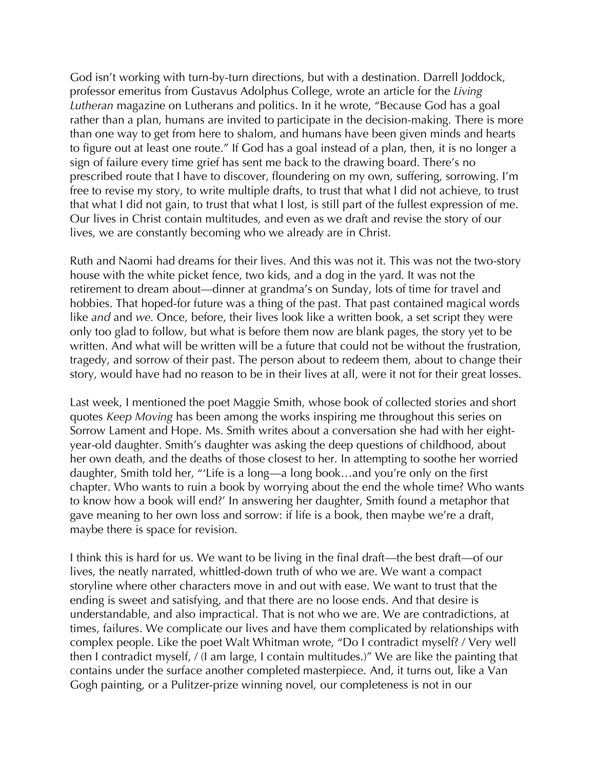God isn't working with turn-by-turn directions, but with a destination. Darrell Joddock, professor emeritus from Gustavus Adolphus College, wrote an article for the *Living Lutheran* magazine on Lutherans and politics. In it he wrote, "Because God has a goal rather than a plan, humans are invited to participate in the decision-making. There is more than one way to get from here to shalom, and humans have been given minds and hearts to figure out at least one route." If God has a goal instead of a plan, then, it is no longer a sign of failure every time grief has sent me back to the drawing board. There's no prescribed route that I have to discover, floundering on my own, suffering, sorrowing. I'm free to revise my story, to write multiple drafts, to trust that what I did not achieve, to trust that what I did not gain, to trust that what I lost, is still part of the fullest expression of me. Our lives in Christ contain multitudes, and even as we draft and revise the story of our lives, we are constantly becoming who we already are in Christ.

Ruth and Naomi had dreams for their lives. And this was not it. This was not the two-story house with the white picket fence, two kids, and a dog in the yard. It was not the retirement to dream about—dinner at grandma's on Sunday, lots of time for travel and hobbies. That hoped-for future was a thing of the past. That past contained magical words like *and* and *we.* Once, before, their lives look like a written book, a set script they were only too glad to follow, but what is before them now are blank pages, the story yet to be written. And what will be written will be a future that could not be without the frustration, tragedy, and sorrow of their past. The person about to redeem them, about to change their story, would have had no reason to be in their lives at all, were it not for their great losses.

Last week, I mentioned the poet Maggie Smith, whose book of collected stories and short quotes *Keep Moving* has been among the works inspiring me throughout this series on Sorrow Lament and Hope. Ms. Smith writes about a conversation she had with her eight-year-old daughter. Smith's daughter was asking the deep questions of childhood, about her own death, and the deaths of those closest to her. In attempting to soothe her worried daughter, Smith told her, "'Life is a long—a long book…and you're only on the first chapter. Who wants to ruin a book by worrying about the end the whole time? Who wants to know how a book will end?' In answering her daughter, Smith found a metaphor that gave meaning to her own loss and sorrow: if life is a book, then maybe we're a draft, maybe there is space for revision.

I think this is hard for us. We want to be living in the final draft—the best draft—of our lives, the neatly narrated, whittled-down truth of who we are. We want a compact storyline where other characters move in and out with ease. We want to trust that the ending is sweet and satisfying, and that there are no loose ends. And that desire is understandable, and also impractical. That is not who we are. We are contradictions, at times, failures. We complicate our lives and have them complicated by relationships with complex people. Like the poet Walt Whitman wrote, "Do I contradict myself? / Very well then I contradict myself, / (I am large, I contain multitudes.)" We are like the painting that contains under the surface another completed masterpiece. And, it turns out, like a Van Gogh painting, or a Pulitzer-prize winning novel, our completeness is not in our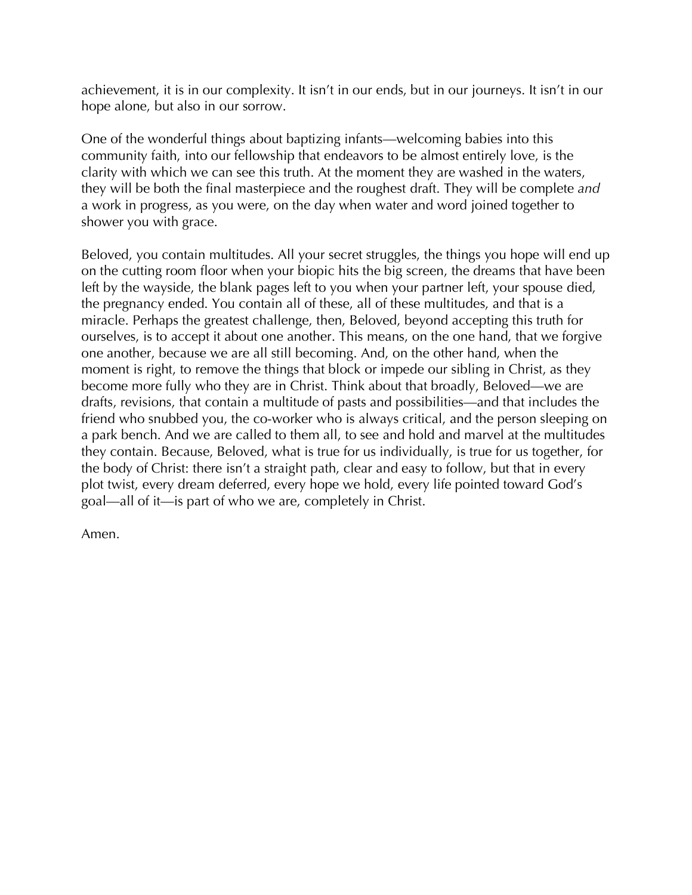achievement, it is in our complexity. It isn't in our ends, but in our journeys. It isn't in our hope alone, but also in our sorrow.

One of the wonderful things about baptizing infants—welcoming babies into this community faith, into our fellowship that endeavors to be almost entirely love, is the clarity with which we can see this truth. At the moment they are washed in the waters, they will be both the final masterpiece and the roughest draft. They will be complete *and* a work in progress, as you were, on the day when water and word joined together to shower you with grace.

Beloved, you contain multitudes. All your secret struggles, the things you hope will end up on the cutting room floor when your biopic hits the big screen, the dreams that have been left by the wayside, the blank pages left to you when your partner left, your spouse died, the pregnancy ended. You contain all of these, all of these multitudes, and that is a miracle. Perhaps the greatest challenge, then, Beloved, beyond accepting this truth for ourselves, is to accept it about one another. This means, on the one hand, that we forgive one another, because we are all still becoming. And, on the other hand, when the moment is right, to remove the things that block or impede our sibling in Christ, as they become more fully who they are in Christ. Think about that broadly, Beloved—we are drafts, revisions, that contain a multitude of pasts and possibilities—and that includes the friend who snubbed you, the co-worker who is always critical, and the person sleeping on a park bench. And we are called to them all, to see and hold and marvel at the multitudes they contain. Because, Beloved, what is true for us individually, is true for us together, for the body of Christ: there isn't a straight path, clear and easy to follow, but that in every plot twist, every dream deferred, every hope we hold, every life pointed toward God's goal—all of it—is part of who we are, completely in Christ.

Amen.